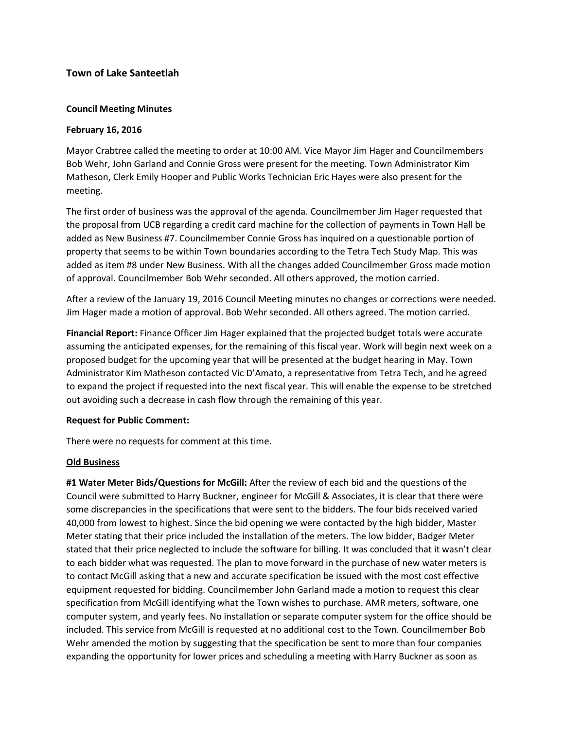### Town of Lake Santeetlah

**Council Meeting Minutes**

**February 16, 2016**

Mayor Crabtree called the meeting to order at 10:00 AM. Vice Mayor Jim Hager and Councilmembers Bob Wehr, John Garland and Connie Gross were present for the meeting. Town Administrator Kim Matheson, Clerk Emily Hooper and Public Works Technician Eric Hayes were also present for the meeting.

The first order of business was the approval of the agenda. Councilmember Jim Hager requested that the proposal from UCB regarding a credit card machine for the collection of payments in Town Hall be added as New Business #7. Councilmember Connie Gross has inquired on a questionable portion of property that seems to be within Town boundaries according to the Tetra Tech Study Map. This was added as item #8 under New Business. With all the changes added Councilmember Gross made motion of approval. Councilmember Bob Wehr seconded. All others approved, the motion carried.

After a review of the January 19, 2016 Council Meeting minutes no changes or corrections were needed. Jim Hager made a motion of approval. Bob Wehr seconded. All others agreed. The motion carried.

**Financial Report:** Finance Officer Jim Hager explained that the projected budget totals were accurate assuming the anticipated expenses, for the remaining of this fiscal year. Work will begin next week on a proposed budget for the upcoming year that will be presented at the budget hearing in May. Town Administrator Kim Matheson contacted Vic D'Amato, a representative from Tetra Tech, and he agreed to expand the project if requested into the next fiscal year. This will enable the expense to be stretched out avoiding such a decrease in cash flow through the remaining of this year.

**Request for Public Comment:**

There were no requests for comment at this time.

**Old Business**

**#1 Water Meter Bids/Questions for McGill:** After the review of each bid and the questions of the Council were submitted to Harry Buckner, engineer for McGill & Associates, it is clear that there were some discrepancies in the specifications that were sent to the bidders. The four bids received varied 40,000 from lowest to highest. Since the bid opening we were contacted by the high bidder, Master Meter stating that their price included the installation of the meters. The low bidder, Badger Meter stated that their price neglected to include the software for billing. It was concluded that it wasn't clear to each bidder what was requested. The plan to move forward in the purchase of new water meters is to contact McGill asking that a new and accurate specification be issued with the most cost effective equipment requested for bidding. Councilmember John Garland made a motion to request this clear specification from McGill identifying what the Town wishes to purchase. AMR meters, software, one computer system, and yearly fees. No installation or separate computer system for the office should be included. This service from McGill is requested at no additional cost to the Town. Councilmember Bob Wehr amended the motion by suggesting that the specification be sent to more than four companies expanding the opportunity for lower prices and scheduling a meeting with Harry Buckner as soon as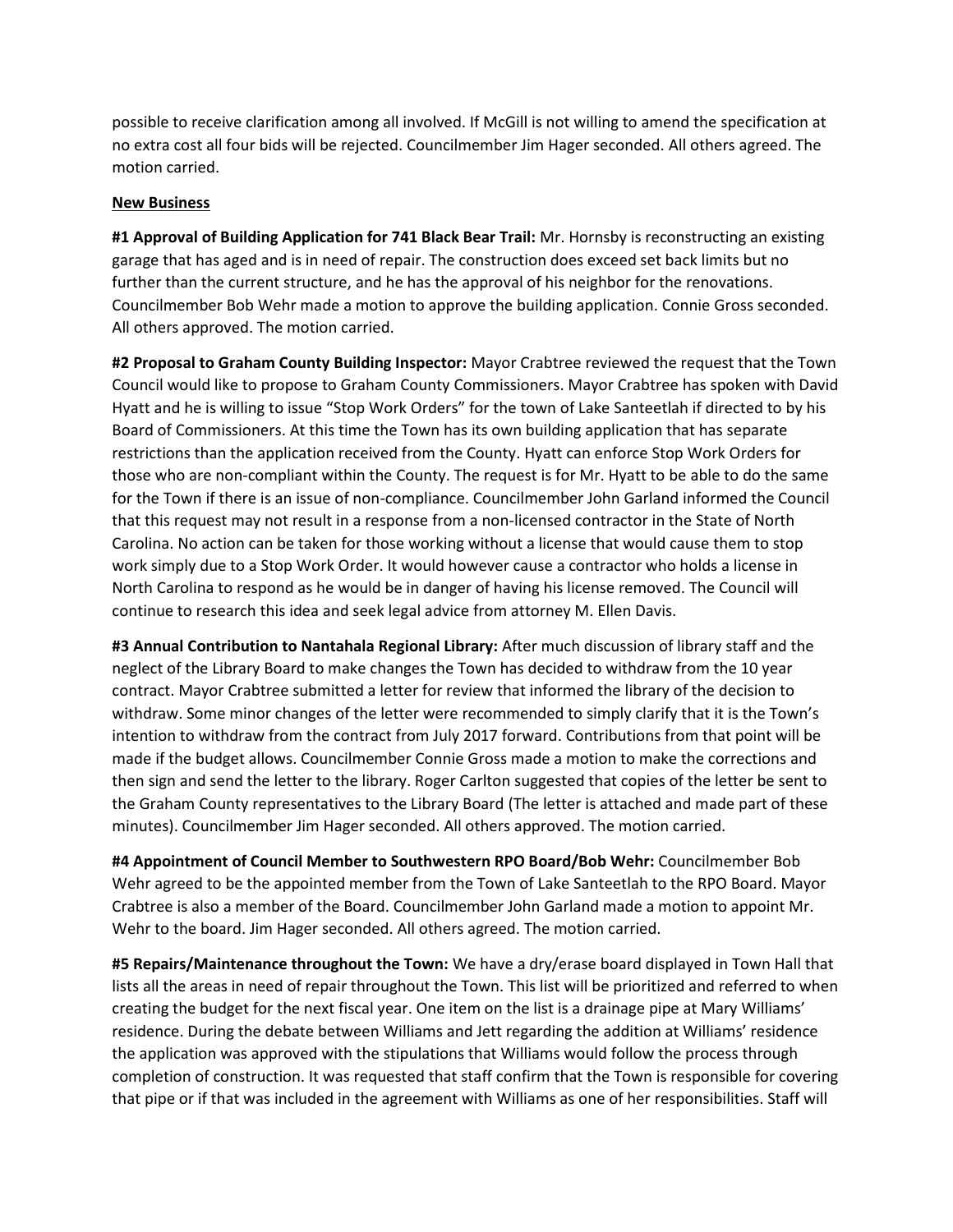possible to receive clarification among all involved. If McGill is not willing to amend the specification at no extra cost all four bids will be rejected. Councilmember Jim Hager seconded. All others agreed. The motion carried.

## New Business

**#1 Approval of Building Application for 741 Black Bear Trail:** Mr. Hornsby is reconstructing an existing garage that has aged and is in need of repair. The construction does exceed set back limits but no further than the current structure, and he has the approval of his neighbor for the renovations. Councilmember Bob Wehr made a motion to approve the building application. Connie Gross seconded. All others approved. The motion carried.

**#2 Proposal to Graham County Building Inspector:** Mayor Crabtree reviewed the request that the Town Council would like to propose to Graham County Commissioners. Mayor Crabtree has spoken with David Hyatt and he is willing to issue "Stop Work Orders" for the town of Lake Santeetlah if directed to by his Board of Commissioners. At this time the Town has its own building application that has separate restrictions than the application received from the County. Hyatt can enforce Stop Work Orders for those who are non-compliant within the County. The request is for Mr. Hyatt to be able to do the same for the Town if there is an issue of non-compliance. Councilmember John Garland informed the Council that this request may not result in a response from a non-licensed contractor in the State of North Carolina. No action can be taken for those working without a license that would cause them to stop work simply due to a Stop Work Order. It would however cause a contractor who holds a license in North Carolina to respond as he would be in danger of having his license removed. The Council will continue to research this idea and seek legal advice from attorney M. Ellen Davis.

**#3 Annual Contribution to Nantahala Regional Library:** After much discussion of library staff and the neglect of the Library Board to make changes the Town has decided to withdraw from the 10 year contract. Mayor Crabtree submitted a letter for review that informed the library of the decision to withdraw. Some minor changes of the letter were recommended to simply clarify that it is the Town's intention to withdraw from the contract from July 2017 forward. Contributions from that point will be made if the budget allows. Councilmember Connie Gross made a motion to make the corrections and then sign and send the letter to the library. Roger Carlton suggested that copies of the letter be sent to the Graham County representatives to the Library Board (The letter is attached and made part of these minutes). Councilmember Jim Hager seconded. All others approved. The motion carried.

**#4 Appointment of Council Member to Southwestern RPO Board/Bob Wehr:** Councilmember Bob Wehr agreed to be the appointed member from the Town of Lake Santeetlah to the RPO Board. Mayor Crabtree is also a member of the Board. Councilmember John Garland made a motion to appoint Mr. Wehr to the board. Jim Hager seconded. All others agreed. The motion carried.

**#5 Repairs/Maintenance throughout the Town:** We have a dry/erase board displayed in Town Hall that lists all the areas in need of repair throughout the Town. This list will be prioritized and referred to when creating the budget for the next fiscal year. One item on the list is a drainage pipe at Mary Williams' residence. During the debate between Williams and Jett regarding the addition at Williams' residence the application was approved with the stipulations that Williams would follow the process through completion of construction. It was requested that staff confirm that the Town is responsible for covering that pipe or if that was included in the agreement with Williams as one of her responsibilities. Staff will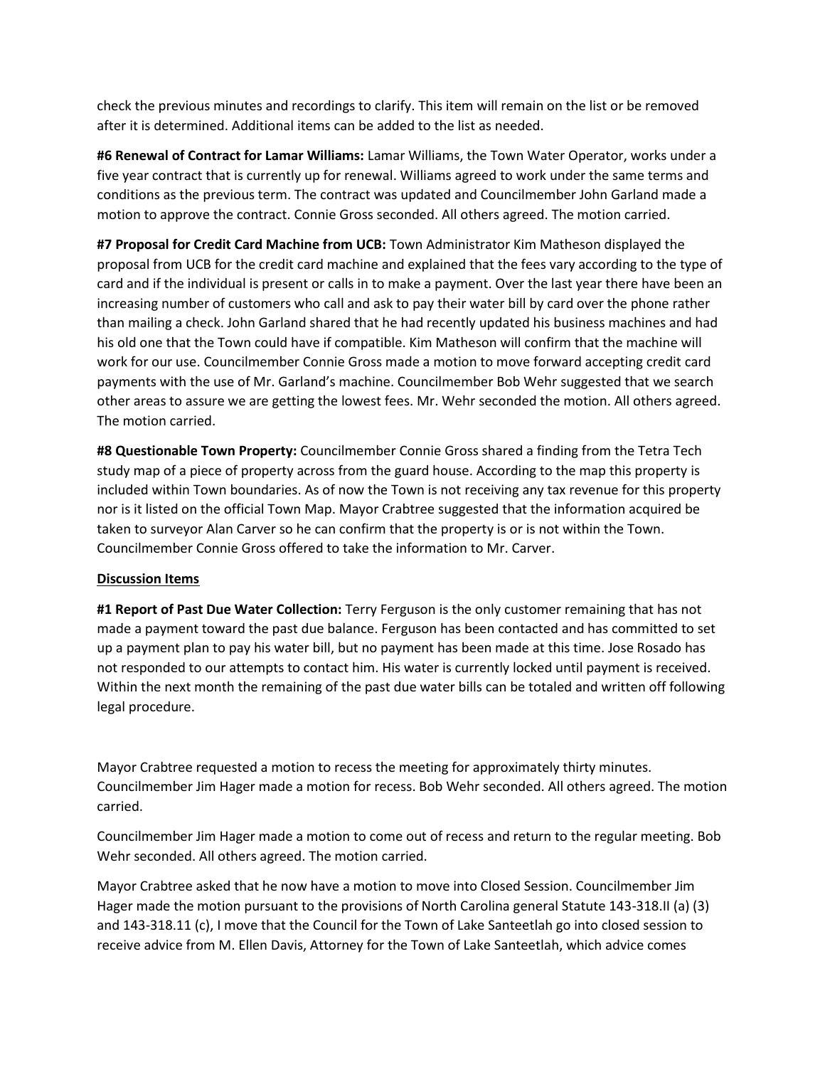check the previous minutes and recordings to clarify. This item will remain on the list or be removed after it is determined. Additional items can be added to the list as needed.

**#6 Renewal of Contract for Lamar Williams:** Lamar Williams, the Town Water Operator, works under a five year contract that is currently up for renewal. Williams agreed to work under the same terms and conditions as the previous term. The contract was updated and Councilmember John Garland made a motion to approve the contract. Connie Gross seconded. All others agreed. The motion carried.

**#7 Proposal for Credit Card Machine from UCB:** Town Administrator Kim Matheson displayed the proposal from UCB for the credit card machine and explained that the fees vary according to the type of card and if the individual is present or calls in to make a payment. Over the last year there have been an increasing number of customers who call and ask to pay their water bill by card over the phone rather than mailing a check. John Garland shared that he had recently updated his business machines and had his old one that the Town could have if compatible. Kim Matheson will confirm that the machine will work for our use. Councilmember Connie Gross made a motion to move forward accepting credit card payments with the use of Mr. Garland's machine. Councilmember Bob Wehr suggested that we search other areas to assure we are getting the lowest fees. Mr. Wehr seconded the motion. All others agreed. The motion carried.

**#8 Questionable Town Property:** Councilmember Connie Gross shared a finding from the Tetra Tech study map of a piece of property across from the guard house. According to the map this property is included within Town boundaries. As of now the Town is not receiving any tax revenue for this property nor is it listed on the official Town Map. Mayor Crabtree suggested that the information acquired be taken to surveyor Alan Carver so he can confirm that the property is or is not within the Town. Councilmember Connie Gross offered to take the information to Mr. Carver.

**<u>Discussion Items</u>**

**#1 Report of Past Due Water Collection:** Terry Ferguson is the only customer remaining that has not made a payment toward the past due balance. Ferguson has been contacted and has committed to set up a payment plan to pay his water bill, but no payment has been made at this time. Jose Rosado has not responded to our attempts to contact him. His water is currently locked until payment is received. Within the next month the remaining of the past due water bills can be totaled and written off following legal procedure.

Mayor Crabtree requested a motion to recess the meeting for approximately thirty minutes. Councilmember Jim Hager made a motion for recess. Bob Wehr seconded. All others agreed. The motion carried.

Councilmember Jim Hager made a motion to come out of recess and return to the regular meeting. Bob Wehr seconded. All others agreed. The motion carried.

Mayor Crabtree asked that he now have a motion to move into Closed Session. Councilmember Jim Hager made the motion pursuant to the provisions of North Carolina general Statute 143-318.II (a) (3) and 143-318.11 (c), I move that the Council for the Town of Lake Santeetlah go into closed session to receive advice from M. Ellen Davis, Attorney for the Town of Lake Santeetlah, which advice comes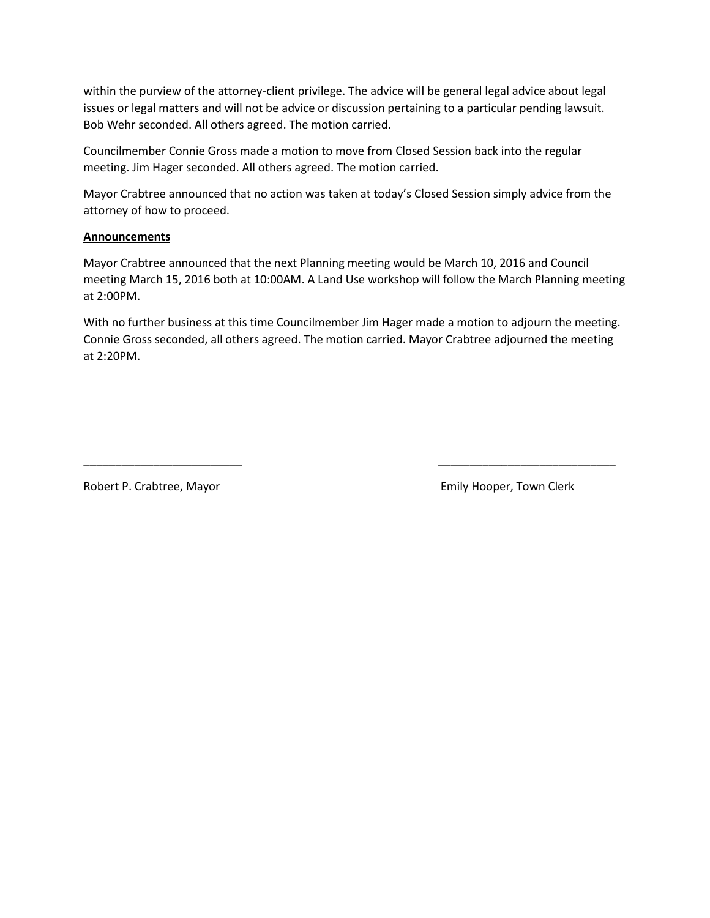within the purview of the attorney-client privilege. The advice will be general legal advice about legal issues or legal matters and will not be advice or discussion pertaining to a particular pending lawsuit. Bob Wehr seconded. All others agreed. The motion carried.

Councilmember Connie Gross made a motion to move from Closed Session back into the regular meeting. Jim Hager seconded. All others agreed. The motion carried.

Mayor Crabtree announced that no action was taken at today's Closed Session simply advice from the attorney of how to proceed.

**Announcements**

Mayor Crabtree announced that the next Planning meeting would be March 10, 2016 and Council meeting March 15, 2016 both at 10:00AM. A Land Use workshop will follow the March Planning meeting at 2:00PM.

With no further business at this time Councilmember Jim Hager made a motion to adjourn the meeting. Connie Gross seconded, all others agreed. The motion carried. Mayor Crabtree adjourned the meeting at 2:20PM.

_________________________ ____________________________

Robert P. Crabtree, Mayor Emily Hooper, Town Clerk